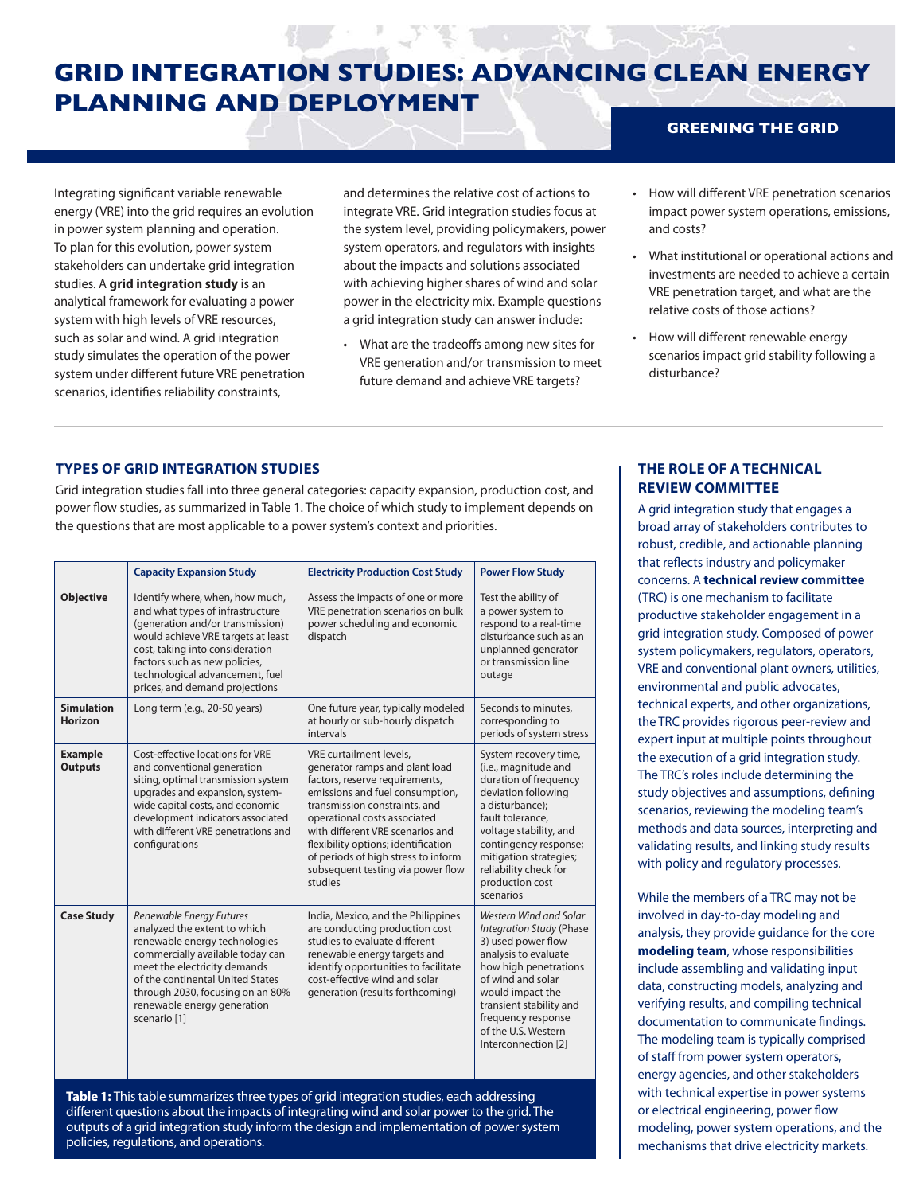# GRID INTEGRATION STUDIES: ADVANCING CLEAN ENERGY PLANNING AND DEPLOYMENT

**GREENING THE GRID**

Integrating significant variable renewable energy (VRE) into the grid requires an evolution in power system planning and operation. To plan for this evolution, power system stakeholders can undertake grid integration studies. A **grid integration study** is an analytical framework for evaluating a power system with high levels of VRE resources, such as solar and wind. A grid integration study simulates the operation of the power system under different future VRE penetration scenarios, identifies reliability constraints, and determines the relative cost of actions to integrate VRE. Grid integration studies focus at the system level, providing policymakers, power system operators, and regulators with insights about the impacts and solutions associated with achieving higher shares of wind and solar power in the electricity mix. Example questions a grid integration study can answer include:

- What are the tradeoffs among new sites for VRE generation and/or transmission to meet future demand and achieve VRE targets?
- How will different VRE penetration scenarios impact power system operations, emissions, and costs?
- What institutional or operational actions and investments are needed to achieve a certain VRE penetration target, and what are the relative costs of those actions?
- How will different renewable energy scenarios impact grid stability following a disturbance?

## TYPES OF GRID INTEGRATION STUDIES

Grid integration studies fall into three general categories: capacity expansion, production cost, and power flow studies, as summarized in Table 1. The choice of which study to implement depends on the questions that are most applicable to a power system's context and priorities.

| | Capacity Expansion Study | Electricity Production Cost Study | Power Flow Study |
|---|---|---|---|
| **Objective** | Identify where, when, how much, and what types of infrastructure (generation and/or transmission) would achieve VRE targets at least cost, taking into consideration factors such as new policies, technological advancement, fuel prices, and demand projections | Assess the impacts of one or more VRE penetration scenarios on bulk power scheduling and economic dispatch | Test the ability of a power system to respond to a real-time disturbance such as an unplanned generator or transmission line outage |
| **Simulation Horizon** | Long term (e.g., 20-50 years) | One future year, typically modeled at hourly or sub-hourly dispatch intervals | Seconds to minutes, corresponding to periods of system stress |
| **Example Outputs** | Cost-effective locations for VRE and conventional generation siting, optimal transmission system upgrades and expansion, system-wide capital costs, and economic development indicators associated with different VRE penetrations and configurations | VRE curtailment levels, generator ramps and plant load factors, reserve requirements, emissions and fuel consumption, transmission constraints, and operational costs associated with different VRE scenarios and flexibility options; identification of periods of high stress to inform subsequent testing via power flow studies | System recovery time, (i.e., magnitude and duration of frequency deviation following a disturbance); fault tolerance, voltage stability, and contingency response; mitigation strategies; reliability check for production cost scenarios |
| **Case Study** | *Renewable Energy Futures* analyzed the extent to which renewable energy technologies commercially available today can meet the electricity demands of the continental United States through 2030, focusing on an 80% renewable energy generation scenario [1] | India, Mexico, and the Philippines are conducting production cost studies to evaluate different renewable energy targets and identify opportunities to facilitate cost-effective wind and solar generation (results forthcoming) | *Western Wind and Solar Integration Study* (Phase 3) used power flow analysis to evaluate how high penetrations of wind and solar would impact the transient stability and frequency response of the U.S. Western Interconnection [2] |

**Table 1:** This table summarizes three types of grid integration studies, each addressing different questions about the impacts of integrating wind and solar power to the grid. The outputs of a grid integration study inform the design and implementation of power system policies, regulations, and operations.

## THE ROLE OF A TECHNICAL REVIEW COMMITTEE

A grid integration study that engages a broad array of stakeholders contributes to robust, credible, and actionable planning that reflects industry and policymaker concerns. A **technical review committee** (TRC) is one mechanism to facilitate productive stakeholder engagement in a grid integration study. Composed of power system policymakers, regulators, operators, VRE and conventional plant owners, utilities, environmental and public advocates, technical experts, and other organizations, the TRC provides rigorous peer-review and expert input at multiple points throughout the execution of a grid integration study. The TRC's roles include determining the study objectives and assumptions, defining scenarios, reviewing the modeling team's methods and data sources, interpreting and validating results, and linking study results with policy and regulatory processes.

While the members of a TRC may not be involved in day-to-day modeling and analysis, they provide guidance for the core **modeling team**, whose responsibilities include assembling and validating input data, constructing models, analyzing and verifying results, and compiling technical documentation to communicate findings. The modeling team is typically comprised of staff from power system operators, energy agencies, and other stakeholders with technical expertise in power systems or electrical engineering, power flow modeling, power system operations, and the mechanisms that drive electricity markets.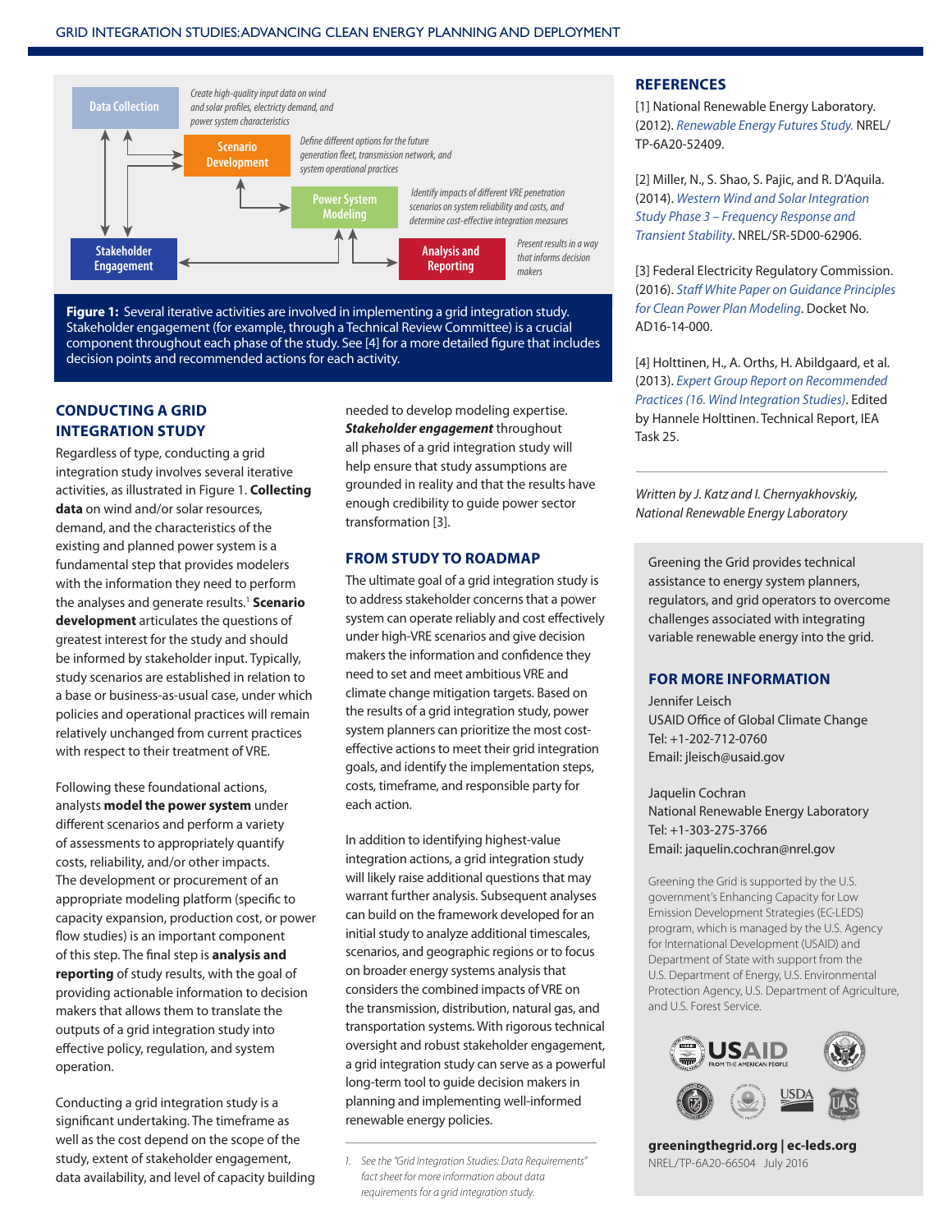Data Collection

*Create high-quality input data on wind and solar profiles, electricty demand, and power system characteristics*

Scenario Development

*Define different options for the future generation fleet, transmission network, and system operational practices*

Power System Modeling

*Identify impacts of different VRE penetration scenarios on system reliability and costs, and determine cost-effective integration measures*

Stakeholder Engagement

Analysis and Reporting

*Present results in a way that informs decision makers*

**Figure 1:** Several iterative activities are involved in implementing a grid integration study. Stakeholder engagement (for example, through a Technical Review Committee) is a crucial component throughout each phase of the study. See [4] for a more detailed figure that includes decision points and recommended actions for each activity.

## CONDUCTING A GRID INTEGRATION STUDY

Regardless of type, conducting a grid integration study involves several iterative activities, as illustrated in Figure 1. **Collecting data** on wind and/or solar resources, demand, and the characteristics of the existing and planned power system is a fundamental step that provides modelers with the information they need to perform the analyses and generate results.[1] **Scenario development** articulates the questions of greatest interest for the study and should be informed by stakeholder input. Typically, study scenarios are established in relation to a base or business-as-usual case, under which policies and operational practices will remain relatively unchanged from current practices with respect to their treatment of VRE.

Following these foundational actions, analysts **model the power system** under different scenarios and perform a variety of assessments to appropriately quantify costs, reliability, and/or other impacts. The development or procurement of an appropriate modeling platform (specific to capacity expansion, production cost, or power flow studies) is an important component of this step. The final step is **analysis and reporting** of study results, with the goal of providing actionable information to decision makers that allows them to translate the outputs of a grid integration study into effective policy, regulation, and system operation.

Conducting a grid integration study is a significant undertaking. The timeframe as well as the cost depend on the scope of the study, extent of stakeholder engagement, data availability, and level of capacity building needed to develop modeling expertise. ***Stakeholder engagement*** throughout all phases of a grid integration study will help ensure that study assumptions are grounded in reality and that the results have enough credibility to guide power sector transformation [3].

## FROM STUDY TO ROADMAP

The ultimate goal of a grid integration study is to address stakeholder concerns that a power system can operate reliably and cost effectively under high-VRE scenarios and give decision makers the information and confidence they need to set and meet ambitious VRE and climate change mitigation targets. Based on the results of a grid integration study, power system planners can prioritize the most cost-effective actions to meet their grid integration goals, and identify the implementation steps, costs, timeframe, and responsible party for each action.

In addition to identifying highest-value integration actions, a grid integration study will likely raise additional questions that may warrant further analysis. Subsequent analyses can build on the framework developed for an initial study to analyze additional timescales, scenarios, and geographic regions or to focus on broader energy systems analysis that considers the combined impacts of VRE on the transmission, distribution, natural gas, and transportation systems. With rigorous technical oversight and robust stakeholder engagement, a grid integration study can serve as a powerful long-term tool to guide decision makers in planning and implementing well-informed renewable energy policies.

*1. See the "Grid Integration Studies: Data Requirements" fact sheet for more information about data requirements for a grid integration study.*

## REFERENCES

[1] National Renewable Energy Laboratory. (2012). *Renewable Energy Futures Study*. NREL/TP-6A20-52409.

[2] Miller, N., S. Shao, S. Pajic, and R. D'Aquila. (2014). *Western Wind and Solar Integration Study Phase 3 – Frequency Response and Transient Stability*. NREL/SR-5D00-62906.

[3] Federal Electricity Regulatory Commission. (2016). *Staff White Paper on Guidance Principles for Clean Power Plan Modeling*. Docket No. AD16-14-000.

[4] Holttinen, H., A. Orths, H. Abildgaard, et al. (2013). *Expert Group Report on Recommended Practices (16. Wind Integration Studies)*. Edited by Hannele Holttinen. Technical Report, IEA Task 25.

*Written by J. Katz and I. Chernyakhovskiy, National Renewable Energy Laboratory*

Greening the Grid provides technical assistance to energy system planners, regulators, and grid operators to overcome challenges associated with integrating variable renewable energy into the grid.

## FOR MORE INFORMATION

Jennifer Leisch
USAID Office of Global Climate Change
Tel: +1-202-712-0760
Email: jleisch@usaid.gov

Jaquelin Cochran
National Renewable Energy Laboratory
Tel: +1-303-275-3766
Email: jaquelin.cochran@nrel.gov

Greening the Grid is supported by the U.S. government's Enhancing Capacity for Low Emission Development Strategies (EC-LEDS) program, which is managed by the U.S. Agency for International Development (USAID) and Department of State with support from the U.S. Department of Energy, U.S. Environmental Protection Agency, U.S. Department of Agriculture, and U.S. Forest Service.

**greeningthegrid.org | ec-leds.org**
NREL/TP-6A20-66504 July 2016